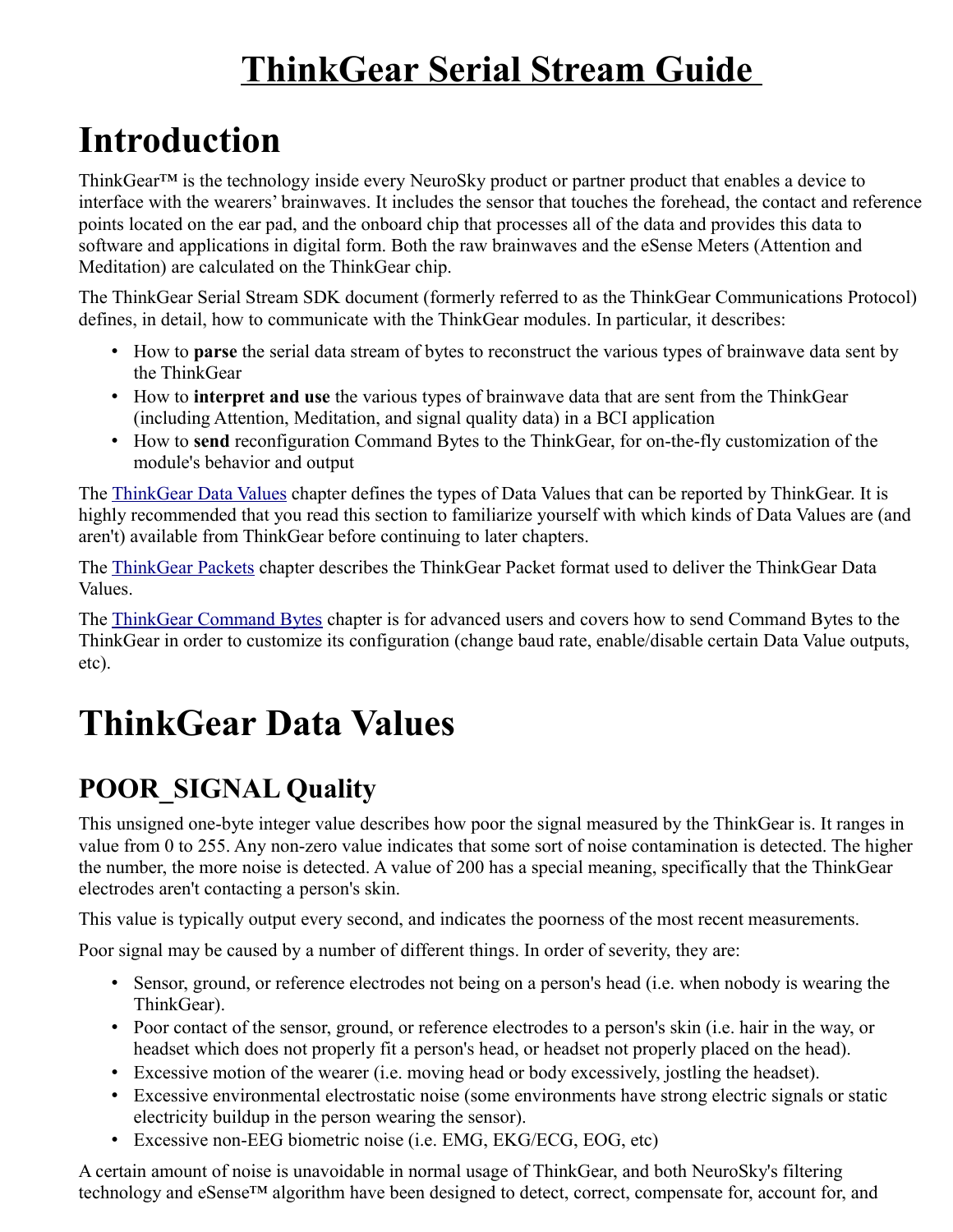# ThinkGear Serial Stream Guide

# Introduction

ThinkGear™ is the technology inside every NeuroSky product or partner product that enables a device to interface with the wearers' brainwaves. It includes the sensor that touches the forehead, the contact and reference points located on the ear pad, and the onboard chip that processes all of the data and provides this data to software and applications in digital form. Both the raw brainwaves and the eSense Meters (Attention and Meditation) are calculated on the ThinkGear chip.

The ThinkGear Serial Stream SDK document (formerly referred to as the ThinkGear Communications Protocol) defines, in detail, how to communicate with the ThinkGear modules. In particular, it describes:

- How to **parse** the serial data stream of bytes to reconstruct the various types of brainwave data sent by the ThinkGear
- How to **interpret and use** the various types of brainwave data that are sent from the ThinkGear (including Attention, Meditation, and signal quality data) in a BCI application
- How to **send** reconfiguration Command Bytes to the ThinkGear, for on-the-fly customization of the module's behavior and output

The ThinkGear Data Values chapter defines the types of Data Values that can be reported by ThinkGear. It is highly recommended that you read this section to familiarize yourself with which kinds of Data Values are (and aren't) available from ThinkGear before continuing to later chapters.

The ThinkGear Packets chapter describes the ThinkGear Packet format used to deliver the ThinkGear Data Values.

The ThinkGear Command Bytes chapter is for advanced users and covers how to send Command Bytes to the ThinkGear in order to customize its configuration (change baud rate, enable/disable certain Data Value outputs, etc).

# ThinkGear Data Values

## POOR_SIGNAL Quality

This unsigned one-byte integer value describes how poor the signal measured by the ThinkGear is. It ranges in value from 0 to 255. Any non-zero value indicates that some sort of noise contamination is detected. The higher the number, the more noise is detected. A value of 200 has a special meaning, specifically that the ThinkGear electrodes aren't contacting a person's skin.

This value is typically output every second, and indicates the poorness of the most recent measurements.

Poor signal may be caused by a number of different things. In order of severity, they are:

- Sensor, ground, or reference electrodes not being on a person's head (i.e. when nobody is wearing the ThinkGear).
- Poor contact of the sensor, ground, or reference electrodes to a person's skin (i.e. hair in the way, or headset which does not properly fit a person's head, or headset not properly placed on the head).
- Excessive motion of the wearer (i.e. moving head or body excessively, jostling the headset).
- Excessive environmental electrostatic noise (some environments have strong electric signals or static electricity buildup in the person wearing the sensor).
- Excessive non-EEG biometric noise (i.e. EMG, EKG/ECG, EOG, etc)

A certain amount of noise is unavoidable in normal usage of ThinkGear, and both NeuroSky's filtering technology and eSense™ algorithm have been designed to detect, correct, compensate for, account for, and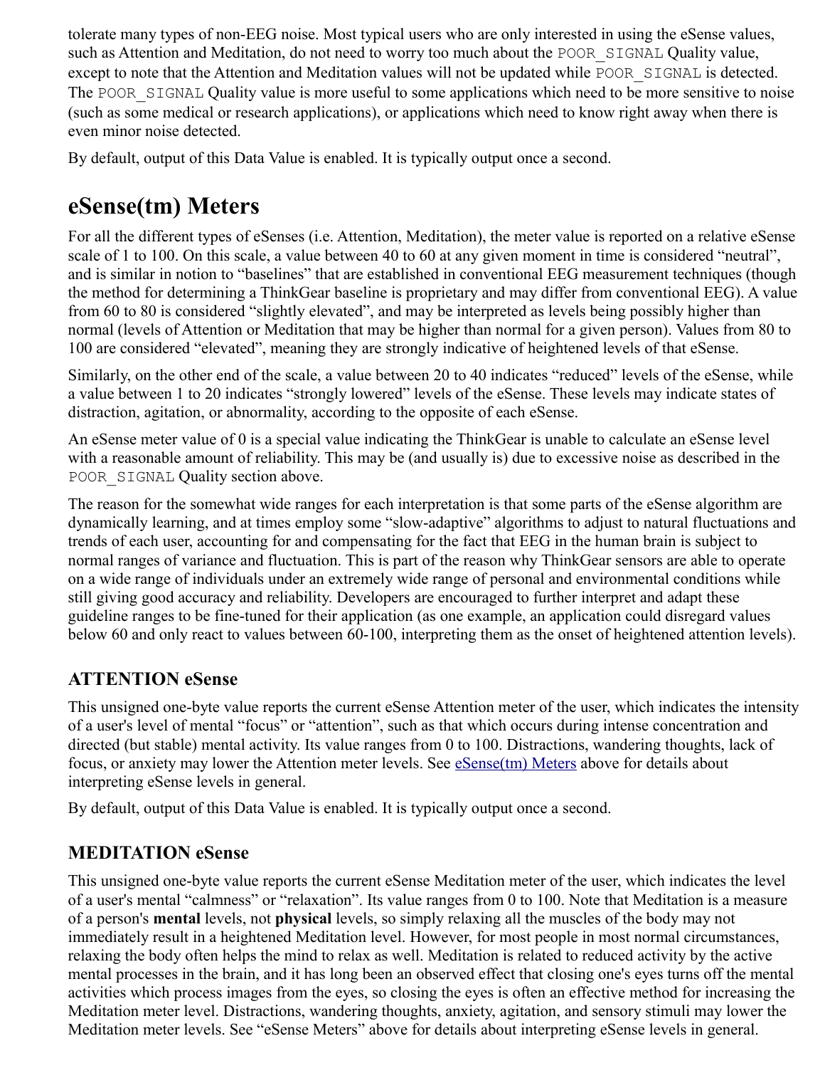tolerate many types of non-EEG noise. Most typical users who are only interested in using the eSense values, such as Attention and Meditation, do not need to worry too much about the `POOR_SIGNAL` Quality value, except to note that the Attention and Meditation values will not be updated while `POOR_SIGNAL` is detected. The `POOR_SIGNAL` Quality value is more useful to some applications which need to be more sensitive to noise (such as some medical or research applications), or applications which need to know right away when there is even minor noise detected.

By default, output of this Data Value is enabled. It is typically output once a second.

# eSense(tm) Meters

For all the different types of eSenses (i.e. Attention, Meditation), the meter value is reported on a relative eSense scale of 1 to 100. On this scale, a value between 40 to 60 at any given moment in time is considered "neutral", and is similar in notion to "baselines" that are established in conventional EEG measurement techniques (though the method for determining a ThinkGear baseline is proprietary and may differ from conventional EEG). A value from 60 to 80 is considered "slightly elevated", and may be interpreted as levels being possibly higher than normal (levels of Attention or Meditation that may be higher than normal for a given person). Values from 80 to 100 are considered "elevated", meaning they are strongly indicative of heightened levels of that eSense.

Similarly, on the other end of the scale, a value between 20 to 40 indicates "reduced" levels of the eSense, while a value between 1 to 20 indicates "strongly lowered" levels of the eSense. These levels may indicate states of distraction, agitation, or abnormality, according to the opposite of each eSense.

An eSense meter value of 0 is a special value indicating the ThinkGear is unable to calculate an eSense level with a reasonable amount of reliability. This may be (and usually is) due to excessive noise as described in the `POOR_SIGNAL` Quality section above.

The reason for the somewhat wide ranges for each interpretation is that some parts of the eSense algorithm are dynamically learning, and at times employ some "slow-adaptive" algorithms to adjust to natural fluctuations and trends of each user, accounting for and compensating for the fact that EEG in the human brain is subject to normal ranges of variance and fluctuation. This is part of the reason why ThinkGear sensors are able to operate on a wide range of individuals under an extremely wide range of personal and environmental conditions while still giving good accuracy and reliability. Developers are encouraged to further interpret and adapt these guideline ranges to be fine-tuned for their application (as one example, an application could disregard values below 60 and only react to values between 60-100, interpreting them as the onset of heightened attention levels).

## ATTENTION eSense

This unsigned one-byte value reports the current eSense Attention meter of the user, which indicates the intensity of a user's level of mental "focus" or "attention", such as that which occurs during intense concentration and directed (but stable) mental activity. Its value ranges from 0 to 100. Distractions, wandering thoughts, lack of focus, or anxiety may lower the Attention meter levels. See eSense(tm) Meters above for details about interpreting eSense levels in general.

By default, output of this Data Value is enabled. It is typically output once a second.

## MEDITATION eSense

This unsigned one-byte value reports the current eSense Meditation meter of the user, which indicates the level of a user's mental "calmness" or "relaxation". Its value ranges from 0 to 100. Note that Meditation is a measure of a person's **mental** levels, not **physical** levels, so simply relaxing all the muscles of the body may not immediately result in a heightened Meditation level. However, for most people in most normal circumstances, relaxing the body often helps the mind to relax as well. Meditation is related to reduced activity by the active mental processes in the brain, and it has long been an observed effect that closing one's eyes turns off the mental activities which process images from the eyes, so closing the eyes is often an effective method for increasing the Meditation meter level. Distractions, wandering thoughts, anxiety, agitation, and sensory stimuli may lower the Meditation meter levels. See "eSense Meters" above for details about interpreting eSense levels in general.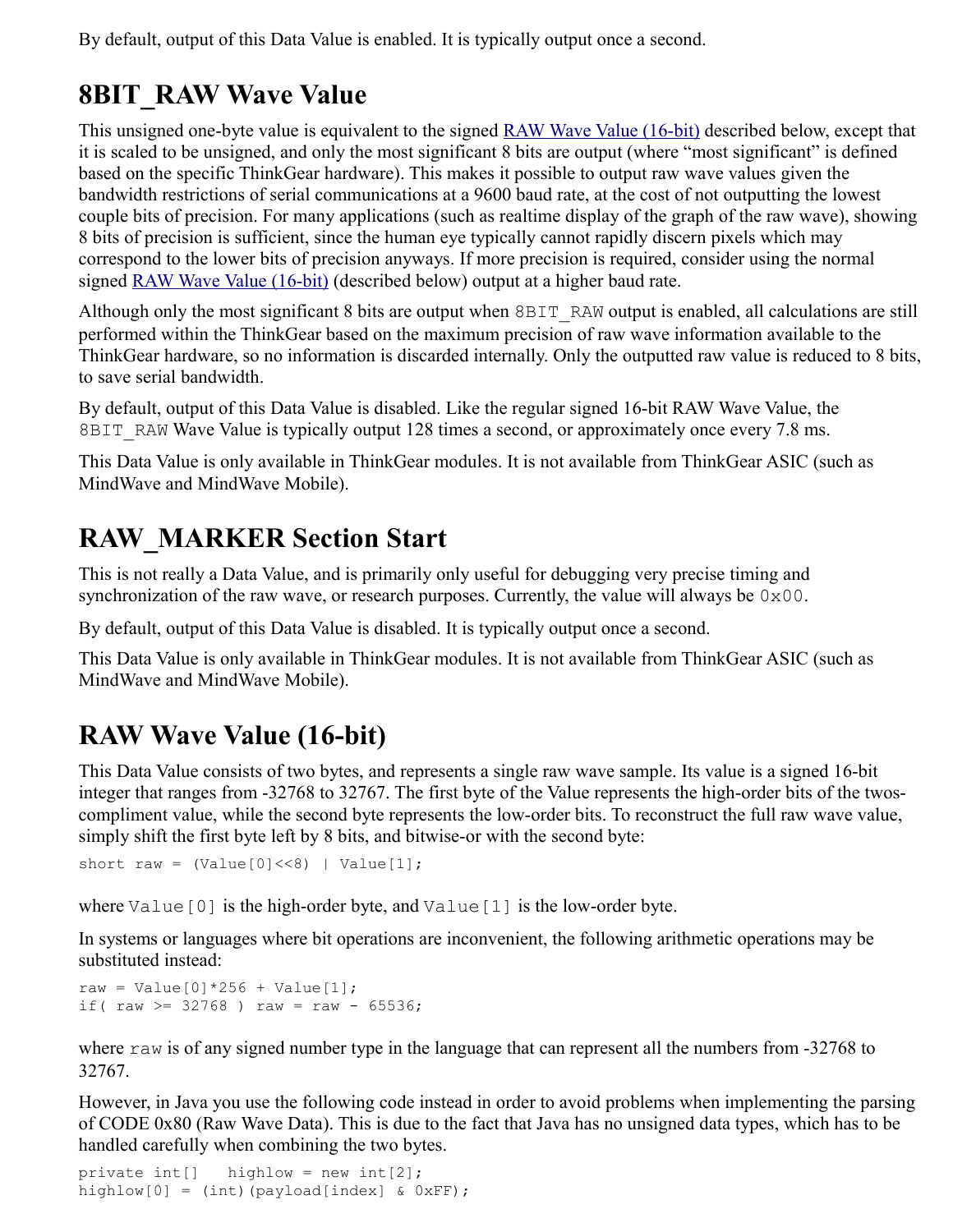By default, output of this Data Value is enabled. It is typically output once a second.

## 8BIT_RAW Wave Value

This unsigned one-byte value is equivalent to the signed RAW Wave Value (16-bit) described below, except that it is scaled to be unsigned, and only the most significant 8 bits are output (where "most significant" is defined based on the specific ThinkGear hardware). This makes it possible to output raw wave values given the bandwidth restrictions of serial communications at a 9600 baud rate, at the cost of not outputting the lowest couple bits of precision. For many applications (such as realtime display of the graph of the raw wave), showing 8 bits of precision is sufficient, since the human eye typically cannot rapidly discern pixels which may correspond to the lower bits of precision anyways. If more precision is required, consider using the normal signed RAW Wave Value (16-bit) (described below) output at a higher baud rate.

Although only the most significant 8 bits are output when `8BIT_RAW` output is enabled, all calculations are still performed within the ThinkGear based on the maximum precision of raw wave information available to the ThinkGear hardware, so no information is discarded internally. Only the outputted raw value is reduced to 8 bits, to save serial bandwidth.

By default, output of this Data Value is disabled. Like the regular signed 16-bit RAW Wave Value, the `8BIT_RAW` Wave Value is typically output 128 times a second, or approximately once every 7.8 ms.

This Data Value is only available in ThinkGear modules. It is not available from ThinkGear ASIC (such as MindWave and MindWave Mobile).

## RAW_MARKER Section Start

This is not really a Data Value, and is primarily only useful for debugging very precise timing and synchronization of the raw wave, or research purposes. Currently, the value will always be `0x00`.

By default, output of this Data Value is disabled. It is typically output once a second.

This Data Value is only available in ThinkGear modules. It is not available from ThinkGear ASIC (such as MindWave and MindWave Mobile).

## RAW Wave Value (16-bit)

This Data Value consists of two bytes, and represents a single raw wave sample. Its value is a signed 16-bit integer that ranges from -32768 to 32767. The first byte of the Value represents the high-order bits of the twos-compliment value, while the second byte represents the low-order bits. To reconstruct the full raw wave value, simply shift the first byte left by 8 bits, and bitwise-or with the second byte:

```
short raw = (Value[0]<<8) | Value[1];
```

where `Value[0]` is the high-order byte, and `Value[1]` is the low-order byte.

In systems or languages where bit operations are inconvenient, the following arithmetic operations may be substituted instead:

```
raw = Value[0]*256 + Value[1];
if( raw >= 32768 ) raw = raw - 65536;
```

where `raw` is of any signed number type in the language that can represent all the numbers from -32768 to 32767.

However, in Java you use the following code instead in order to avoid problems when implementing the parsing of CODE 0x80 (Raw Wave Data). This is due to the fact that Java has no unsigned data types, which has to be handled carefully when combining the two bytes.

```
private int[]   highlow = new int[2];
highlow[0] = (int)(payload[index] & 0xFF);
```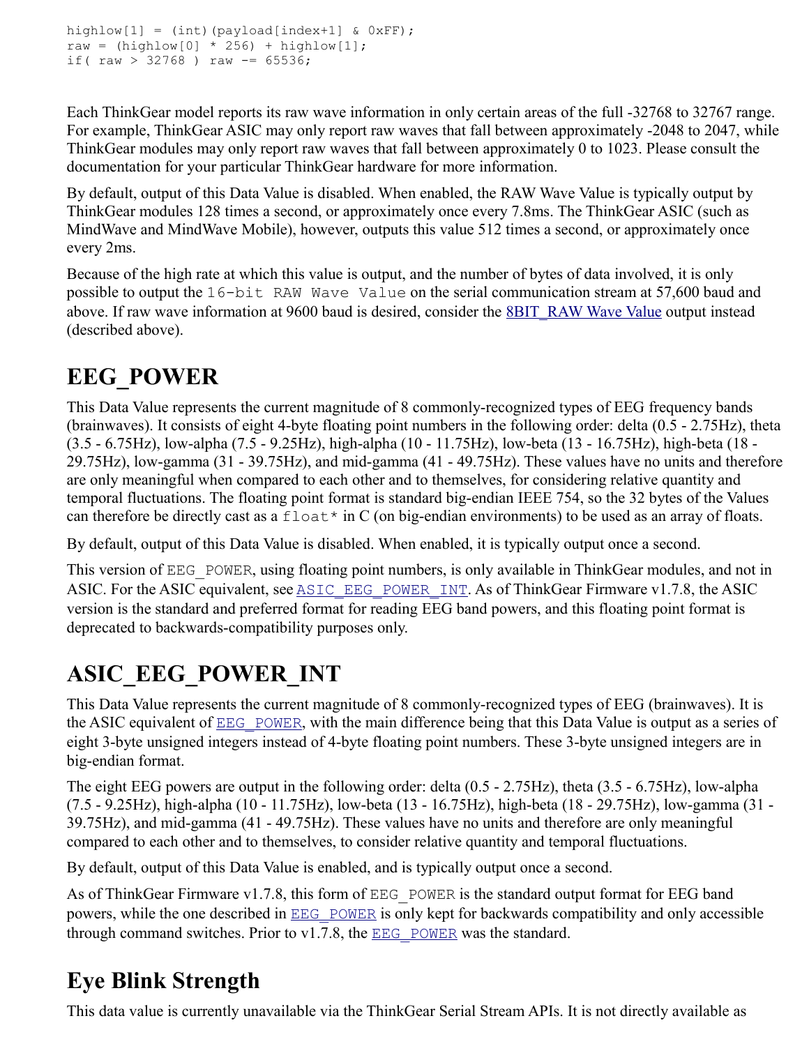```
highlow[1] = (int)(payload[index+1] & 0xFF);
raw = (highlow[0] * 256) + highlow[1];
if( raw > 32768 ) raw -= 65536;
```

Each ThinkGear model reports its raw wave information in only certain areas of the full -32768 to 32767 range. For example, ThinkGear ASIC may only report raw waves that fall between approximately -2048 to 2047, while ThinkGear modules may only report raw waves that fall between approximately 0 to 1023. Please consult the documentation for your particular ThinkGear hardware for more information.

By default, output of this Data Value is disabled. When enabled, the RAW Wave Value is typically output by ThinkGear modules 128 times a second, or approximately once every 7.8ms. The ThinkGear ASIC (such as MindWave and MindWave Mobile), however, outputs this value 512 times a second, or approximately once every 2ms.

Because of the high rate at which this value is output, and the number of bytes of data involved, it is only possible to output the `16-bit RAW Wave Value` on the serial communication stream at 57,600 baud and above. If raw wave information at 9600 baud is desired, consider the 8BIT_RAW Wave Value output instead (described above).

# EEG_POWER

This Data Value represents the current magnitude of 8 commonly-recognized types of EEG frequency bands (brainwaves). It consists of eight 4-byte floating point numbers in the following order: delta (0.5 - 2.75Hz), theta (3.5 - 6.75Hz), low-alpha (7.5 - 9.25Hz), high-alpha (10 - 11.75Hz), low-beta (13 - 16.75Hz), high-beta (18 - 29.75Hz), low-gamma (31 - 39.75Hz), and mid-gamma (41 - 49.75Hz). These values have no units and therefore are only meaningful when compared to each other and to themselves, for considering relative quantity and temporal fluctuations. The floating point format is standard big-endian IEEE 754, so the 32 bytes of the Values can therefore be directly cast as a `float*` in C (on big-endian environments) to be used as an array of floats.

By default, output of this Data Value is disabled. When enabled, it is typically output once a second.

This version of `EEG_POWER`, using floating point numbers, is only available in ThinkGear modules, and not in ASIC. For the ASIC equivalent, see `ASIC_EEG_POWER_INT`. As of ThinkGear Firmware v1.7.8, the ASIC version is the standard and preferred format for reading EEG band powers, and this floating point format is deprecated to backwards-compatibility purposes only.

# ASIC_EEG_POWER_INT

This Data Value represents the current magnitude of 8 commonly-recognized types of EEG (brainwaves). It is the ASIC equivalent of `EEG_POWER`, with the main difference being that this Data Value is output as a series of eight 3-byte unsigned integers instead of 4-byte floating point numbers. These 3-byte unsigned integers are in big-endian format.

The eight EEG powers are output in the following order: delta (0.5 - 2.75Hz), theta (3.5 - 6.75Hz), low-alpha (7.5 - 9.25Hz), high-alpha (10 - 11.75Hz), low-beta (13 - 16.75Hz), high-beta (18 - 29.75Hz), low-gamma (31 - 39.75Hz), and mid-gamma (41 - 49.75Hz). These values have no units and therefore are only meaningful compared to each other and to themselves, to consider relative quantity and temporal fluctuations.

By default, output of this Data Value is enabled, and is typically output once a second.

As of ThinkGear Firmware v1.7.8, this form of `EEG_POWER` is the standard output format for EEG band powers, while the one described in `EEG_POWER` is only kept for backwards compatibility and only accessible through command switches. Prior to v1.7.8, the `EEG_POWER` was the standard.

# Eye Blink Strength

This data value is currently unavailable via the ThinkGear Serial Stream APIs. It is not directly available as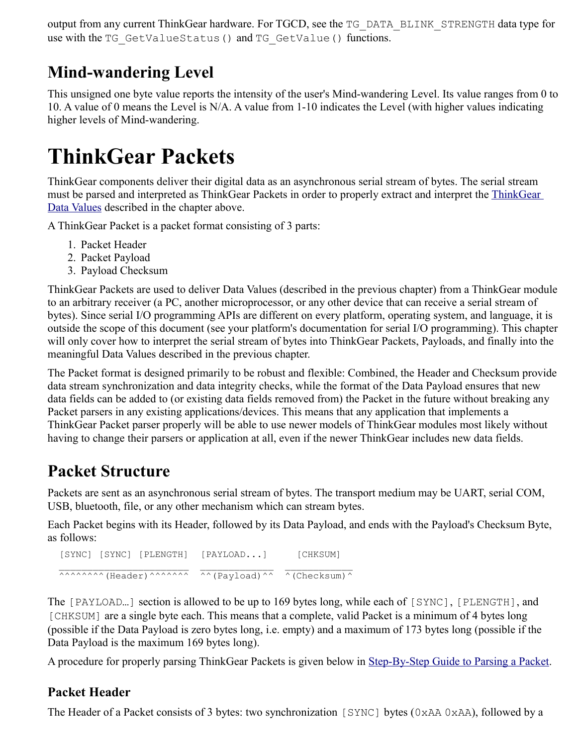output from any current ThinkGear hardware. For TGCD, see the `TG_DATA_BLINK_STRENGTH` data type for use with the `TG_GetValueStatus()` and `TG_GetValue()` functions.

## Mind-wandering Level

This unsigned one byte value reports the intensity of the user's Mind-wandering Level. Its value ranges from 0 to 10. A value of 0 means the Level is N/A. A value from 1-10 indicates the Level (with higher values indicating higher levels of Mind-wandering.

# ThinkGear Packets

ThinkGear components deliver their digital data as an asynchronous serial stream of bytes. The serial stream must be parsed and interpreted as ThinkGear Packets in order to properly extract and interpret the ThinkGear Data Values described in the chapter above.

A ThinkGear Packet is a packet format consisting of 3 parts:

1. Packet Header
2. Packet Payload
3. Payload Checksum

ThinkGear Packets are used to deliver Data Values (described in the previous chapter) from a ThinkGear module to an arbitrary receiver (a PC, another microprocessor, or any other device that can receive a serial stream of bytes). Since serial I/O programming APIs are different on every platform, operating system, and language, it is outside the scope of this document (see your platform's documentation for serial I/O programming). This chapter will only cover how to interpret the serial stream of bytes into ThinkGear Packets, Payloads, and finally into the meaningful Data Values described in the previous chapter.

The Packet format is designed primarily to be robust and flexible: Combined, the Header and Checksum provide data stream synchronization and data integrity checks, while the format of the Data Payload ensures that new data fields can be added to (or existing data fields removed from) the Packet in the future without breaking any Packet parsers in any existing applications/devices. This means that any application that implements a ThinkGear Packet parser properly will be able to use newer models of ThinkGear modules most likely without having to change their parsers or application at all, even if the newer ThinkGear includes new data fields.

## Packet Structure

Packets are sent as an asynchronous serial stream of bytes. The transport medium may be UART, serial COM, USB, bluetooth, file, or any other mechanism which can stream bytes.

Each Packet begins with its Header, followed by its Data Payload, and ends with the Payload's Checksum Byte, as follows:

```
[SYNC] [SYNC] [PLENGTH]  [PAYLOAD...]     [CHKSUM]
_______________________  _____________  ____________
^^^^^^^^(Header)^^^^^^^  ^^(Payload)^^  ^(Checksum)^
```

The `[PAYLOAD…]` section is allowed to be up to 169 bytes long, while each of `[SYNC]`, `[PLENGTH]`, and `[CHKSUM]` are a single byte each. This means that a complete, valid Packet is a minimum of 4 bytes long (possible if the Data Payload is zero bytes long, i.e. empty) and a maximum of 173 bytes long (possible if the Data Payload is the maximum 169 bytes long).

A procedure for properly parsing ThinkGear Packets is given below in Step-By-Step Guide to Parsing a Packet.

### Packet Header

The Header of a Packet consists of 3 bytes: two synchronization `[SYNC]` bytes (`0xAA 0xAA`), followed by a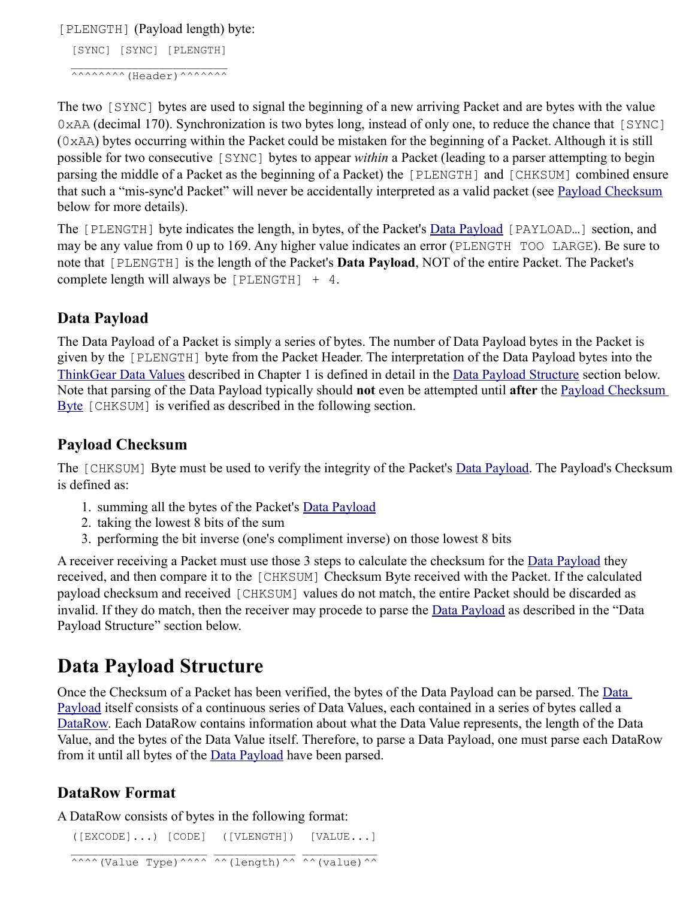`[PLENGTH]` (Payload length) byte:

```
[SYNC] [SYNC] [PLENGTH]
_______________________
^^^^^^^^(Header)^^^^^^^
```

The two `[SYNC]` bytes are used to signal the beginning of a new arriving Packet and are bytes with the value `0xAA` (decimal 170). Synchronization is two bytes long, instead of only one, to reduce the chance that `[SYNC]` (`0xAA`) bytes occurring within the Packet could be mistaken for the beginning of a Packet. Although it is still possible for two consecutive `[SYNC]` bytes to appear *within* a Packet (leading to a parser attempting to begin parsing the middle of a Packet as the beginning of a Packet) the `[PLENGTH]` and `[CHKSUM]` combined ensure that such a "mis-sync'd Packet" will never be accidentally interpreted as a valid packet (see Payload Checksum below for more details).

The `[PLENGTH]` byte indicates the length, in bytes, of the Packet's Data Payload `[PAYLOAD…]` section, and may be any value from 0 up to 169. Any higher value indicates an error (`PLENGTH TOO LARGE`). Be sure to note that `[PLENGTH]` is the length of the Packet's **Data Payload**, NOT of the entire Packet. The Packet's complete length will always be `[PLENGTH] + 4`.

### Data Payload

The Data Payload of a Packet is simply a series of bytes. The number of Data Payload bytes in the Packet is given by the `[PLENGTH]` byte from the Packet Header. The interpretation of the Data Payload bytes into the ThinkGear Data Values described in Chapter 1 is defined in detail in the Data Payload Structure section below. Note that parsing of the Data Payload typically should **not** even be attempted until **after** the Payload Checksum Byte `[CHKSUM]` is verified as described in the following section.

### Payload Checksum

The `[CHKSUM]` Byte must be used to verify the integrity of the Packet's Data Payload. The Payload's Checksum is defined as:

1. summing all the bytes of the Packet's Data Payload
2. taking the lowest 8 bits of the sum
3. performing the bit inverse (one's compliment inverse) on those lowest 8 bits

A receiver receiving a Packet must use those 3 steps to calculate the checksum for the Data Payload they received, and then compare it to the `[CHKSUM]` Checksum Byte received with the Packet. If the calculated payload checksum and received `[CHKSUM]` values do not match, the entire Packet should be discarded as invalid. If they do match, then the receiver may procede to parse the Data Payload as described in the "Data Payload Structure" section below.

# Data Payload Structure

Once the Checksum of a Packet has been verified, the bytes of the Data Payload can be parsed. The Data Payload itself consists of a continuous series of Data Values, each contained in a series of bytes called a DataRow. Each DataRow contains information about what the Data Value represents, the length of the Data Value, and the bytes of the Data Value itself. Therefore, to parse a Data Payload, one must parse each DataRow from it until all bytes of the Data Payload have been parsed.

### DataRow Format

A DataRow consists of bytes in the following format:

```
([EXCODE]...) [CODE]  ([VLENGTH])  [VALUE...]
____________________ ____________ ___________
^^^^(Value Type)^^^^ ^^(length)^^ ^^(value)^^
```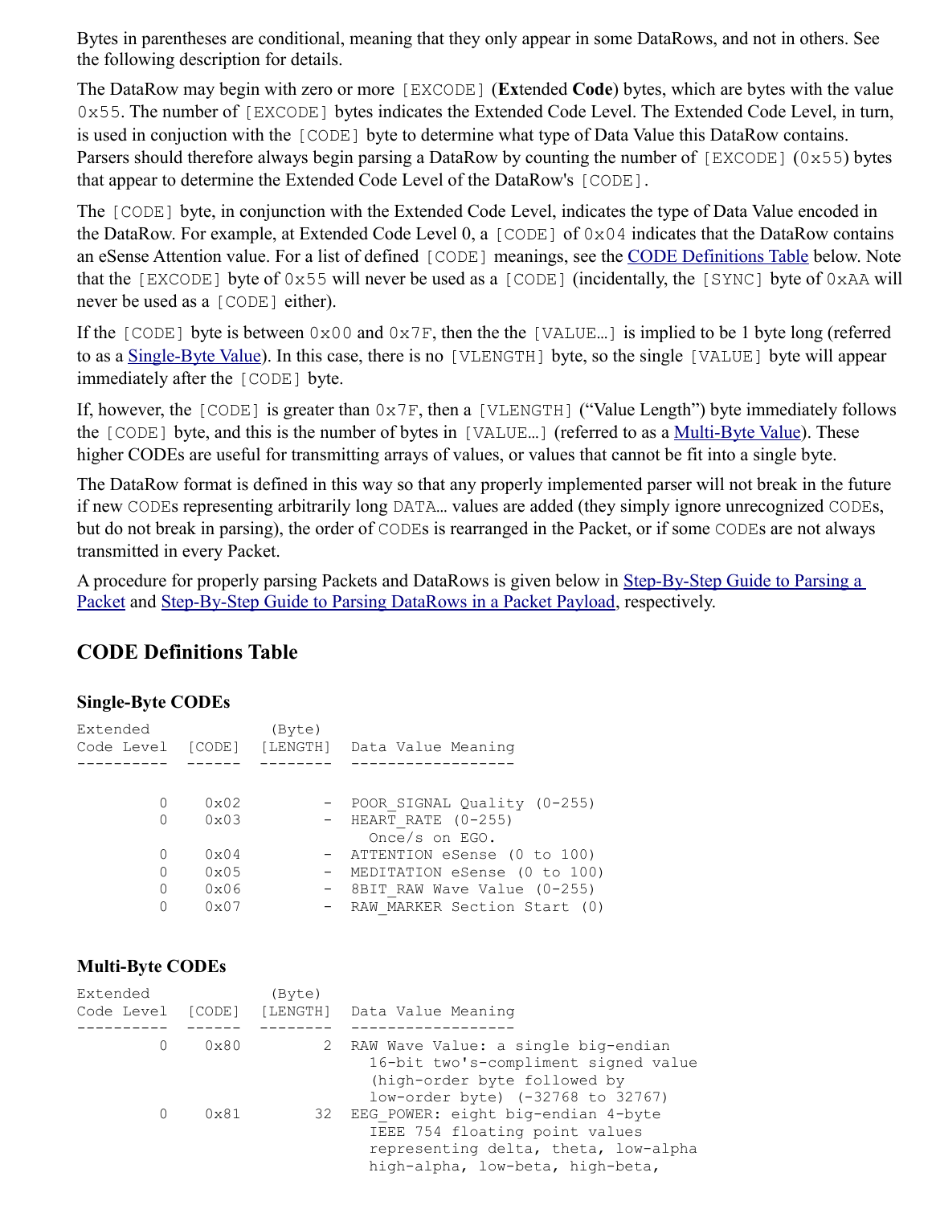Bytes in parentheses are conditional, meaning that they only appear in some DataRows, and not in others. See the following description for details.

The DataRow may begin with zero or more `[EXCODE]` (**Ex**tended **Code**) bytes, which are bytes with the value `0x55`. The number of `[EXCODE]` bytes indicates the Extended Code Level. The Extended Code Level, in turn, is used in conjuction with the `[CODE]` byte to determine what type of Data Value this DataRow contains. Parsers should therefore always begin parsing a DataRow by counting the number of `[EXCODE]` (`0x55`) bytes that appear to determine the Extended Code Level of the DataRow's `[CODE]`.

The `[CODE]` byte, in conjunction with the Extended Code Level, indicates the type of Data Value encoded in the DataRow. For example, at Extended Code Level 0, a `[CODE]` of `0x04` indicates that the DataRow contains an eSense Attention value. For a list of defined `[CODE]` meanings, see the CODE Definitions Table below. Note that the `[EXCODE]` byte of `0x55` will never be used as a `[CODE]` (incidentally, the `[SYNC]` byte of `0xAA` will never be used as a `[CODE]` either).

If the `[CODE]` byte is between `0x00` and `0x7F`, then the the `[VALUE…]` is implied to be 1 byte long (referred to as a Single-Byte Value). In this case, there is no `[VLENGTH]` byte, so the single `[VALUE]` byte will appear immediately after the `[CODE]` byte.

If, however, the `[CODE]` is greater than `0x7F`, then a `[VLENGTH]` ("Value Length") byte immediately follows the `[CODE]` byte, and this is the number of bytes in `[VALUE…]` (referred to as a Multi-Byte Value). These higher CODEs are useful for transmitting arrays of values, or values that cannot be fit into a single byte.

The DataRow format is defined in this way so that any properly implemented parser will not break in the future if new `CODE`s representing arbitrarily long `DATA…` values are added (they simply ignore unrecognized `CODE`s, but do not break in parsing), the order of `CODE`s is rearranged in the Packet, or if some `CODE`s are not always transmitted in every Packet.

A procedure for properly parsing Packets and DataRows is given below in Step-By-Step Guide to Parsing a Packet and Step-By-Step Guide to Parsing DataRows in a Packet Payload, respectively.

## CODE Definitions Table

### Single-Byte CODEs

```
Extended             (Byte)
Code Level  [CODE]  [LENGTH]  Data Value Meaning
----------  ------  --------  ------------------

         0    0x02         -  POOR_SIGNAL Quality (0-255)
         0    0x03         -  HEART_RATE (0-255)
                                Once/s on EGO.
         0    0x04         -  ATTENTION eSense (0 to 100)
         0    0x05         -  MEDITATION eSense (0 to 100)
         0    0x06         -  8BIT_RAW Wave Value (0-255)
         0    0x07         -  RAW_MARKER Section Start (0)
```

### Multi-Byte CODEs

```
Extended             (Byte)
Code Level  [CODE]  [LENGTH]  Data Value Meaning
----------  ------  --------  ------------------
         0    0x80         2  RAW Wave Value: a single big-endian
                                16-bit two's-compliment signed value
                                (high-order byte followed by
                                low-order byte) (-32768 to 32767)
         0    0x81        32  EEG_POWER: eight big-endian 4-byte
                                IEEE 754 floating point values
                                representing delta, theta, low-alpha
                                high-alpha, low-beta, high-beta,
```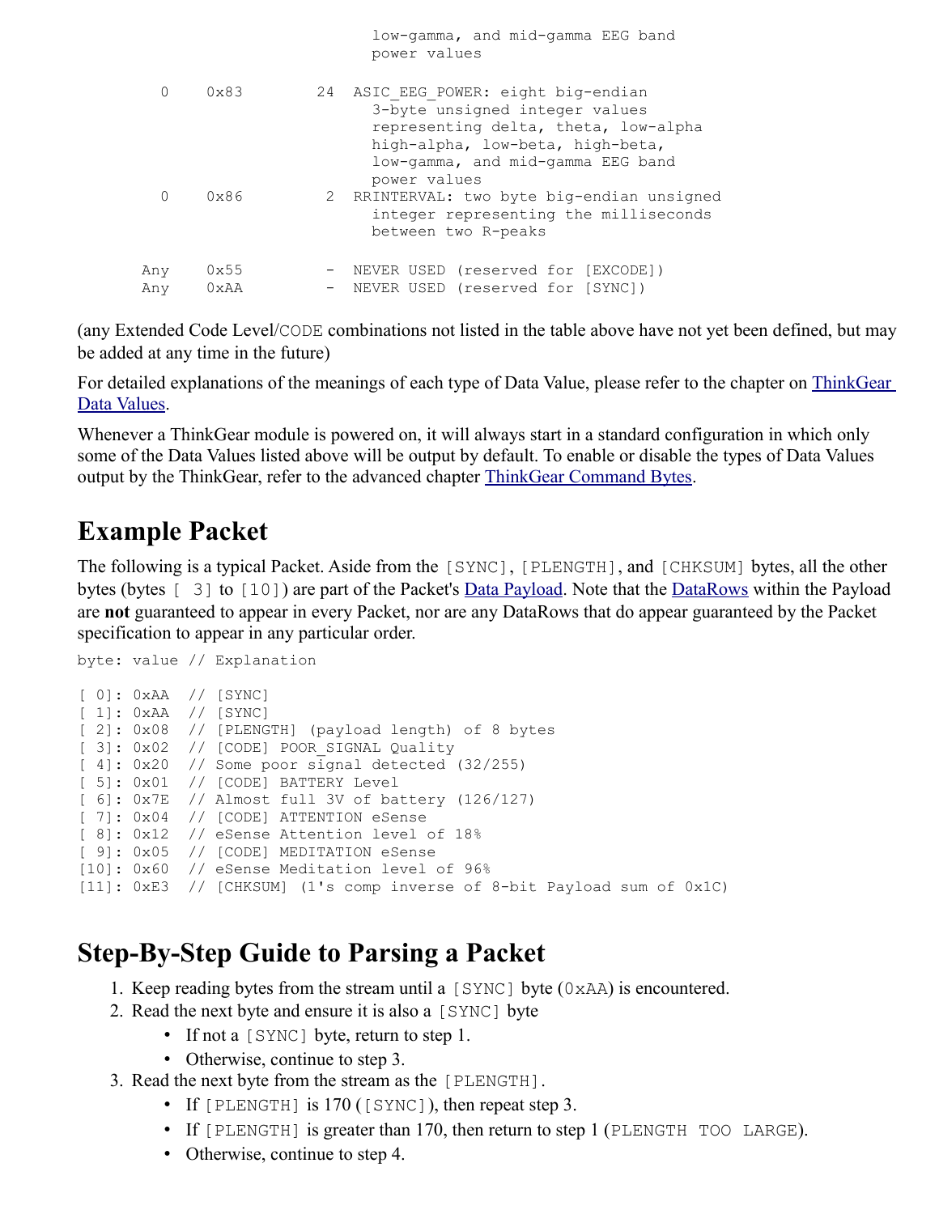```
                                  low-gamma, and mid-gamma EEG band
                                  power values

    0    0x83         24  ASIC_EEG_POWER: eight big-endian
                            3-byte unsigned integer values
                            representing delta, theta, low-alpha
                            high-alpha, low-beta, high-beta,
                            low-gamma, and mid-gamma EEG band
                            power values
    0    0x86          2  RRINTERVAL: two byte big-endian unsigned
                            integer representing the milliseconds
                            between two R-peaks

  Any    0x55          -  NEVER USED (reserved for [EXCODE])
  Any    0xAA          -  NEVER USED (reserved for [SYNC])
```

(any Extended Code Level/`CODE` combinations not listed in the table above have not yet been defined, but may be added at any time in the future)

For detailed explanations of the meanings of each type of Data Value, please refer to the chapter on ThinkGear Data Values.

Whenever a ThinkGear module is powered on, it will always start in a standard configuration in which only some of the Data Values listed above will be output by default. To enable or disable the types of Data Values output by the ThinkGear, refer to the advanced chapter ThinkGear Command Bytes.

# Example Packet

The following is a typical Packet. Aside from the `[SYNC]`, `[PLENGTH]`, and `[CHKSUM]` bytes, all the other bytes (bytes `[ 3]` to `[10]`) are part of the Packet's Data Payload. Note that the DataRows within the Payload are **not** guaranteed to appear in every Packet, nor are any DataRows that do appear guaranteed by the Packet specification to appear in any particular order.

```
byte: value // Explanation

[ 0]: 0xAA  // [SYNC]
[ 1]: 0xAA  // [SYNC]
[ 2]: 0x08  // [PLENGTH] (payload length) of 8 bytes
[ 3]: 0x02  // [CODE] POOR_SIGNAL Quality
[ 4]: 0x20  // Some poor signal detected (32/255)
[ 5]: 0x01  // [CODE] BATTERY Level
[ 6]: 0x7E  // Almost full 3V of battery (126/127)
[ 7]: 0x04  // [CODE] ATTENTION eSense
[ 8]: 0x12  // eSense Attention level of 18%
[ 9]: 0x05  // [CODE] MEDITATION eSense
[10]: 0x60  // eSense Meditation level of 96%
[11]: 0xE3  // [CHKSUM] (1's comp inverse of 8-bit Payload sum of 0x1C)
```

# Step-By-Step Guide to Parsing a Packet

1. Keep reading bytes from the stream until a `[SYNC]` byte (`0xAA`) is encountered.
2. Read the next byte and ensure it is also a `[SYNC]` byte
   - If not a `[SYNC]` byte, return to step 1.
   - Otherwise, continue to step 3.
3. Read the next byte from the stream as the `[PLENGTH]`.
   - If `[PLENGTH]` is 170 (`[SYNC]`), then repeat step 3.
   - If `[PLENGTH]` is greater than 170, then return to step 1 (`PLENGTH TOO LARGE`).
   - Otherwise, continue to step 4.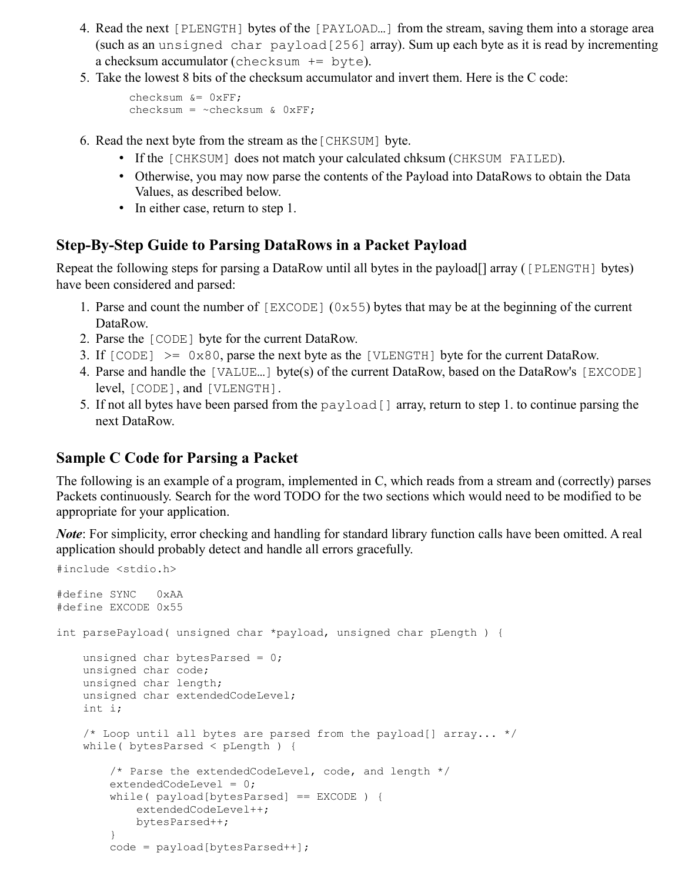4. Read the next [PLENGTH] bytes of the [PAYLOAD…] from the stream, saving them into a storage area (such as an `unsigned char payload[256]` array). Sum up each byte as it is read by incrementing a checksum accumulator (`checksum += byte`).
5. Take the lowest 8 bits of the checksum accumulator and invert them. Here is the C code:

```
checksum &= 0xFF;
checksum = ~checksum & 0xFF;
```

6. Read the next byte from the stream as the [CHKSUM] byte.
   - If the [CHKSUM] does not match your calculated chksum (CHKSUM FAILED).
   - Otherwise, you may now parse the contents of the Payload into DataRows to obtain the Data Values, as described below.
   - In either case, return to step 1.

## Step-By-Step Guide to Parsing DataRows in a Packet Payload

Repeat the following steps for parsing a DataRow until all bytes in the payload[] array ([PLENGTH] bytes) have been considered and parsed:

1. Parse and count the number of [EXCODE] (0x55) bytes that may be at the beginning of the current DataRow.
2. Parse the [CODE] byte for the current DataRow.
3. If [CODE] >= 0x80, parse the next byte as the [VLENGTH] byte for the current DataRow.
4. Parse and handle the [VALUE…] byte(s) of the current DataRow, based on the DataRow's [EXCODE] level, [CODE], and [VLENGTH].
5. If not all bytes have been parsed from the `payload[]` array, return to step 1. to continue parsing the next DataRow.

## Sample C Code for Parsing a Packet

The following is an example of a program, implemented in C, which reads from a stream and (correctly) parses Packets continuously. Search for the word TODO for the two sections which would need to be modified to be appropriate for your application.

***Note***: For simplicity, error checking and handling for standard library function calls have been omitted. A real application should probably detect and handle all errors gracefully.

```c
#include <stdio.h>

#define SYNC   0xAA
#define EXCODE 0x55

int parsePayload( unsigned char *payload, unsigned char pLength ) {

    unsigned char bytesParsed = 0;
    unsigned char code;
    unsigned char length;
    unsigned char extendedCodeLevel;
    int i;

    /* Loop until all bytes are parsed from the payload[] array... */
    while( bytesParsed < pLength ) {

        /* Parse the extendedCodeLevel, code, and length */
        extendedCodeLevel = 0;
        while( payload[bytesParsed] == EXCODE ) {
            extendedCodeLevel++;
            bytesParsed++;
        }
        code = payload[bytesParsed++];
```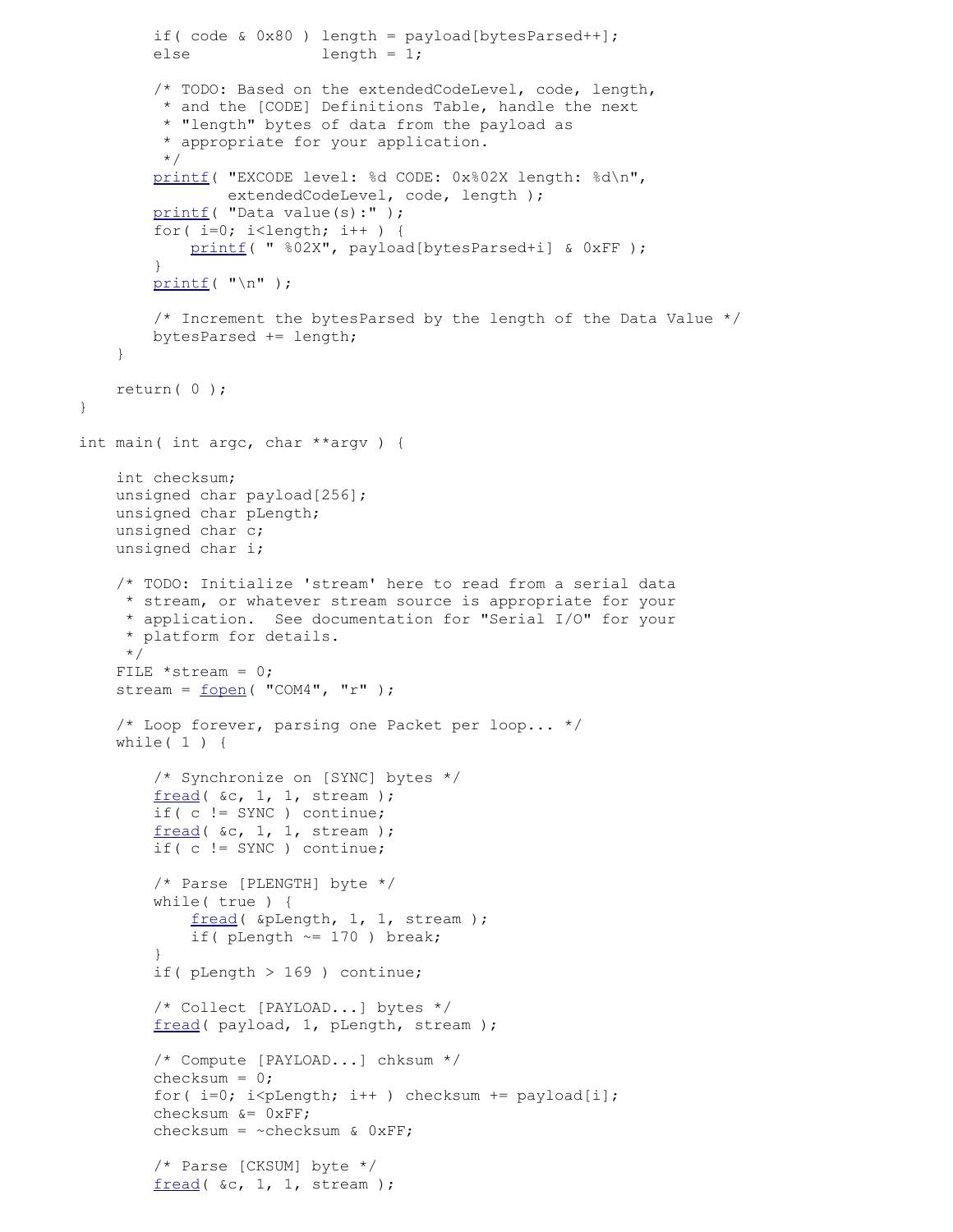```c
        if( code & 0x80 ) length = payload[bytesParsed++];
        else              length = 1;

        /* TODO: Based on the extendedCodeLevel, code, length,
         * and the [CODE] Definitions Table, handle the next
         * "length" bytes of data from the payload as
         * appropriate for your application.
         */
        printf( "EXCODE level: %d CODE: 0x%02X length: %d\n",
                extendedCodeLevel, code, length );
        printf( "Data value(s):" );
        for( i=0; i<length; i++ ) {
            printf( " %02X", payload[bytesParsed+i] & 0xFF );
        }
        printf( "\n" );

        /* Increment the bytesParsed by the length of the Data Value */
        bytesParsed += length;
    }

    return( 0 );
}

int main( int argc, char **argv ) {

    int checksum;
    unsigned char payload[256];
    unsigned char pLength;
    unsigned char c;
    unsigned char i;

    /* TODO: Initialize 'stream' here to read from a serial data
     * stream, or whatever stream source is appropriate for your
     * application.  See documentation for "Serial I/O" for your
     * platform for details.
     */
    FILE *stream = 0;
    stream = fopen( "COM4", "r" );

    /* Loop forever, parsing one Packet per loop... */
    while( 1 ) {

        /* Synchronize on [SYNC] bytes */
        fread( &c, 1, 1, stream );
        if( c != SYNC ) continue;
        fread( &c, 1, 1, stream );
        if( c != SYNC ) continue;

        /* Parse [PLENGTH] byte */
        while( true ) {
            fread( &pLength, 1, 1, stream );
            if( pLength ~= 170 ) break;
        }
        if( pLength > 169 ) continue;

        /* Collect [PAYLOAD...] bytes */
        fread( payload, 1, pLength, stream );

        /* Compute [PAYLOAD...] chksum */
        checksum = 0;
        for( i=0; i<pLength; i++ ) checksum += payload[i];
        checksum &= 0xFF;
        checksum = ~checksum & 0xFF;

        /* Parse [CKSUM] byte */
        fread( &c, 1, 1, stream );
```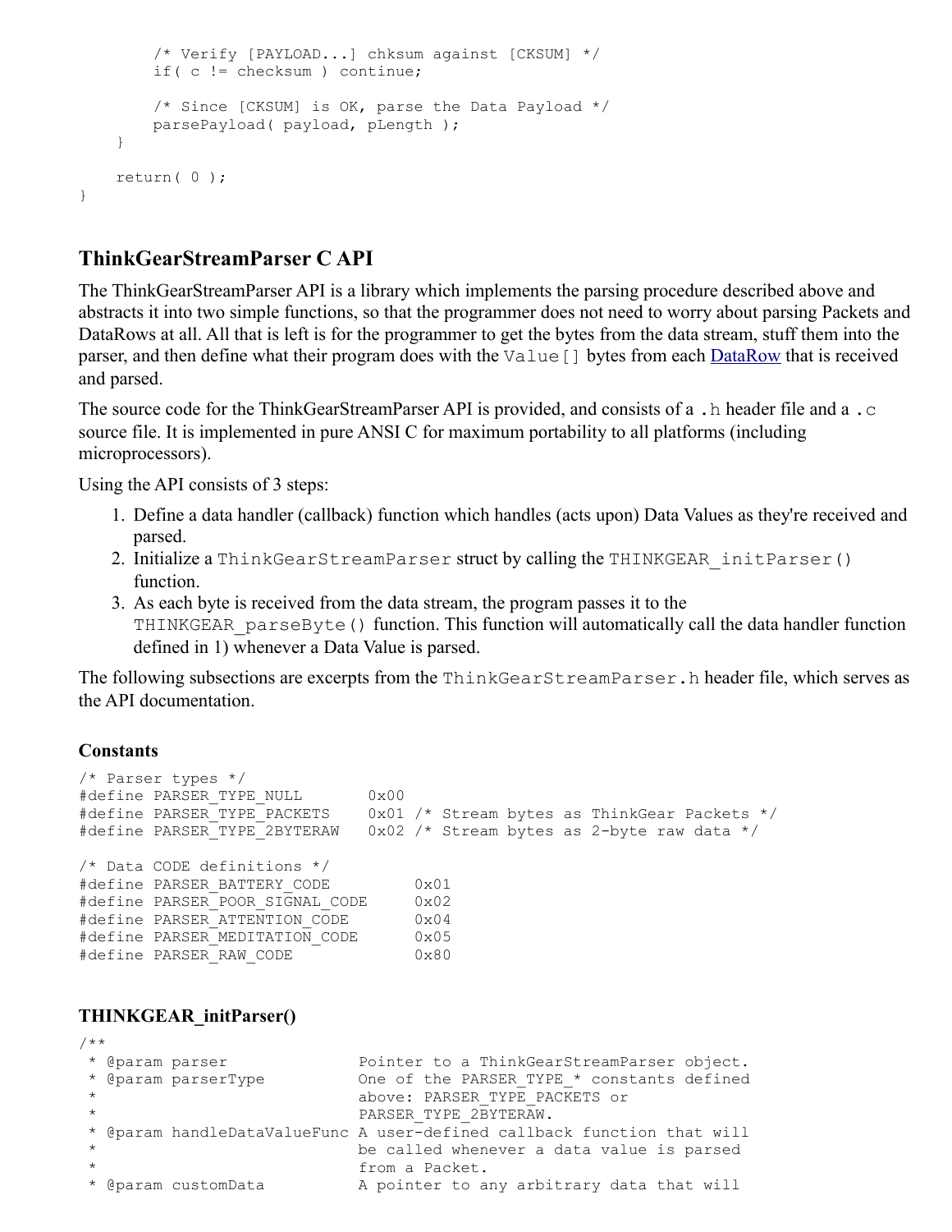```
        /* Verify [PAYLOAD...] chksum against [CKSUM] */
        if( c != checksum ) continue;

        /* Since [CKSUM] is OK, parse the Data Payload */
        parsePayload( payload, pLength );
    }

    return( 0 );
}
```

## ThinkGearStreamParser C API

The ThinkGearStreamParser API is a library which implements the parsing procedure described above and abstracts it into two simple functions, so that the programmer does not need to worry about parsing Packets and DataRows at all. All that is left is for the programmer to get the bytes from the data stream, stuff them into the parser, and then define what their program does with the `Value[]` bytes from each DataRow that is received and parsed.

The source code for the ThinkGearStreamParser API is provided, and consists of a `.h` header file and a `.c` source file. It is implemented in pure ANSI C for maximum portability to all platforms (including microprocessors).

Using the API consists of 3 steps:

1. Define a data handler (callback) function which handles (acts upon) Data Values as they're received and parsed.
2. Initialize a `ThinkGearStreamParser` struct by calling the `THINKGEAR_initParser()` function.
3. As each byte is received from the data stream, the program passes it to the `THINKGEAR_parseByte()` function. This function will automatically call the data handler function defined in 1) whenever a Data Value is parsed.

The following subsections are excerpts from the `ThinkGearStreamParser.h` header file, which serves as the API documentation.

### Constants

```
/* Parser types */
#define PARSER_TYPE_NULL        0x00
#define PARSER_TYPE_PACKETS     0x01 /* Stream bytes as ThinkGear Packets */
#define PARSER_TYPE_2BYTERAW    0x02 /* Stream bytes as 2-byte raw data */

/* Data CODE definitions */
#define PARSER_BATTERY_CODE         0x01
#define PARSER_POOR_SIGNAL_CODE     0x02
#define PARSER_ATTENTION_CODE       0x04
#define PARSER_MEDITATION_CODE      0x05
#define PARSER_RAW_CODE             0x80
```

### THINKGEAR_initParser()

```
/**
 * @param parser              Pointer to a ThinkGearStreamParser object.
 * @param parserType          One of the PARSER_TYPE_* constants defined
 *                            above: PARSER_TYPE_PACKETS or
 *                            PARSER_TYPE_2BYTERAW.
 * @param handleDataValueFunc A user-defined callback function that will
 *                            be called whenever a data value is parsed
 *                            from a Packet.
 * @param customData          A pointer to any arbitrary data that will
```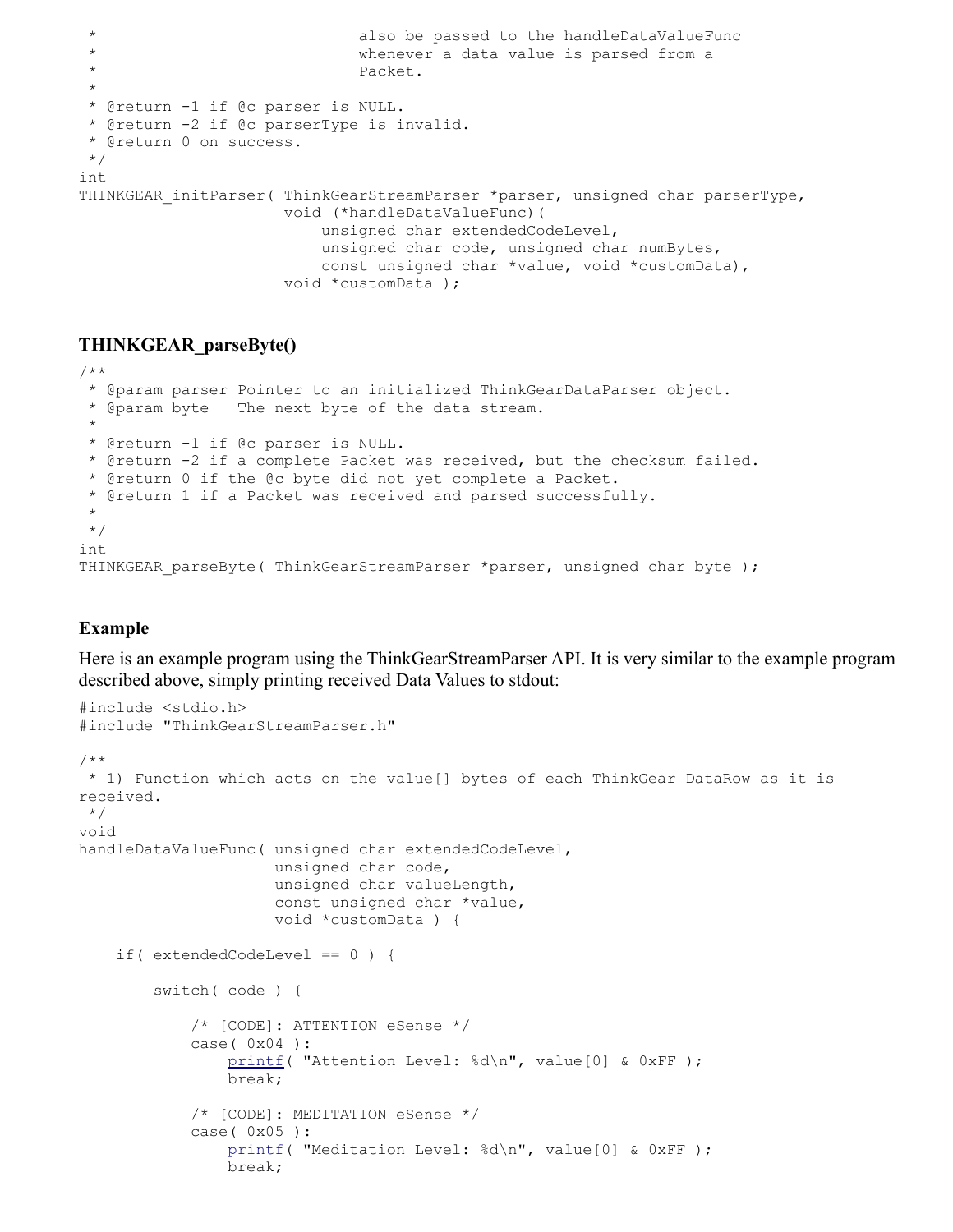```
 *                              also be passed to the handleDataValueFunc
 *                              whenever a data value is parsed from a
 *                              Packet.
 *
 * @return -1 if @c parser is NULL.
 * @return -2 if @c parserType is invalid.
 * @return 0 on success.
 */
int
THINKGEAR_initParser( ThinkGearStreamParser *parser, unsigned char parserType,
                      void (*handleDataValueFunc)(
                          unsigned char extendedCodeLevel,
                          unsigned char code, unsigned char numBytes,
                          const unsigned char *value, void *customData),
                      void *customData );
```

### THINKGEAR_parseByte()

```
/**
 * @param parser Pointer to an initialized ThinkGearDataParser object.
 * @param byte   The next byte of the data stream.
 *
 * @return -1 if @c parser is NULL.
 * @return -2 if a complete Packet was received, but the checksum failed.
 * @return 0 if the @c byte did not yet complete a Packet.
 * @return 1 if a Packet was received and parsed successfully.
 *
 */
int
THINKGEAR_parseByte( ThinkGearStreamParser *parser, unsigned char byte );
```

### Example

Here is an example program using the ThinkGearStreamParser API. It is very similar to the example program described above, simply printing received Data Values to stdout:

```
#include <stdio.h>
#include "ThinkGearStreamParser.h"

/**
 * 1) Function which acts on the value[] bytes of each ThinkGear DataRow as it is
received.
 */
void
handleDataValueFunc( unsigned char extendedCodeLevel,
                     unsigned char code,
                     unsigned char valueLength,
                     const unsigned char *value,
                     void *customData ) {

    if( extendedCodeLevel == 0 ) {

        switch( code ) {

            /* [CODE]: ATTENTION eSense */
            case( 0x04 ):
                printf( "Attention Level: %d\n", value[0] & 0xFF );
                break;

            /* [CODE]: MEDITATION eSense */
            case( 0x05 ):
                printf( "Meditation Level: %d\n", value[0] & 0xFF );
                break;
```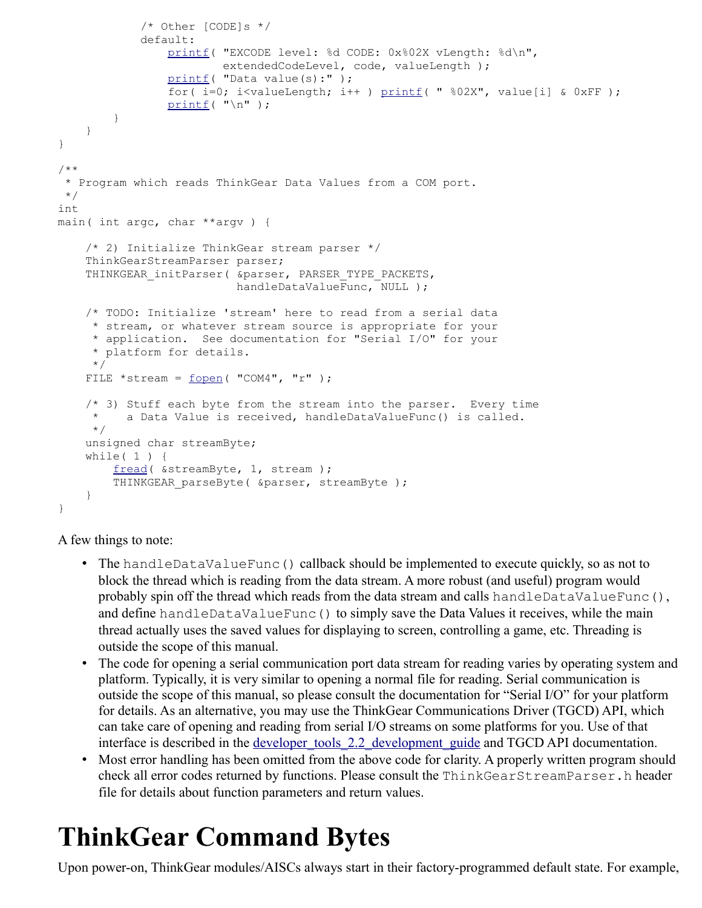```
            /* Other [CODE]s */
            default:
                printf( "EXCODE level: %d CODE: 0x%02X vLength: %d\n",
                        extendedCodeLevel, code, valueLength );
                printf( "Data value(s):" );
                for( i=0; i<valueLength; i++ ) printf( " %02X", value[i] & 0xFF );
                printf( "\n" );
        }
    }
}

/**
 * Program which reads ThinkGear Data Values from a COM port.
 */
int
main( int argc, char **argv ) {

    /* 2) Initialize ThinkGear stream parser */
    ThinkGearStreamParser parser;
    THINKGEAR_initParser( &parser, PARSER_TYPE_PACKETS,
                          handleDataValueFunc, NULL );

    /* TODO: Initialize 'stream' here to read from a serial data
     * stream, or whatever stream source is appropriate for your
     * application.  See documentation for "Serial I/O" for your
     * platform for details.
     */
    FILE *stream = fopen( "COM4", "r" );

    /* 3) Stuff each byte from the stream into the parser.  Every time
     *    a Data Value is received, handleDataValueFunc() is called.
     */
    unsigned char streamByte;
    while( 1 ) {
        fread( &streamByte, 1, stream );
        THINKGEAR_parseByte( &parser, streamByte );
    }
}
```

A few things to note:

- The `handleDataValueFunc()` callback should be implemented to execute quickly, so as not to block the thread which is reading from the data stream. A more robust (and useful) program would probably spin off the thread which reads from the data stream and calls `handleDataValueFunc()`, and define `handleDataValueFunc()` to simply save the Data Values it receives, while the main thread actually uses the saved values for displaying to screen, controlling a game, etc. Threading is outside the scope of this manual.
- The code for opening a serial communication port data stream for reading varies by operating system and platform. Typically, it is very similar to opening a normal file for reading. Serial communication is outside the scope of this manual, so please consult the documentation for "Serial I/O" for your platform for details. As an alternative, you may use the ThinkGear Communications Driver (TGCD) API, which can take care of opening and reading from serial I/O streams on some platforms for you. Use of that interface is described in the developer_tools_2.2_development_guide and TGCD API documentation.
- Most error handling has been omitted from the above code for clarity. A properly written program should check all error codes returned by functions. Please consult the `ThinkGearStreamParser.h` header file for details about function parameters and return values.

# ThinkGear Command Bytes

Upon power-on, ThinkGear modules/AISCs always start in their factory-programmed default state. For example,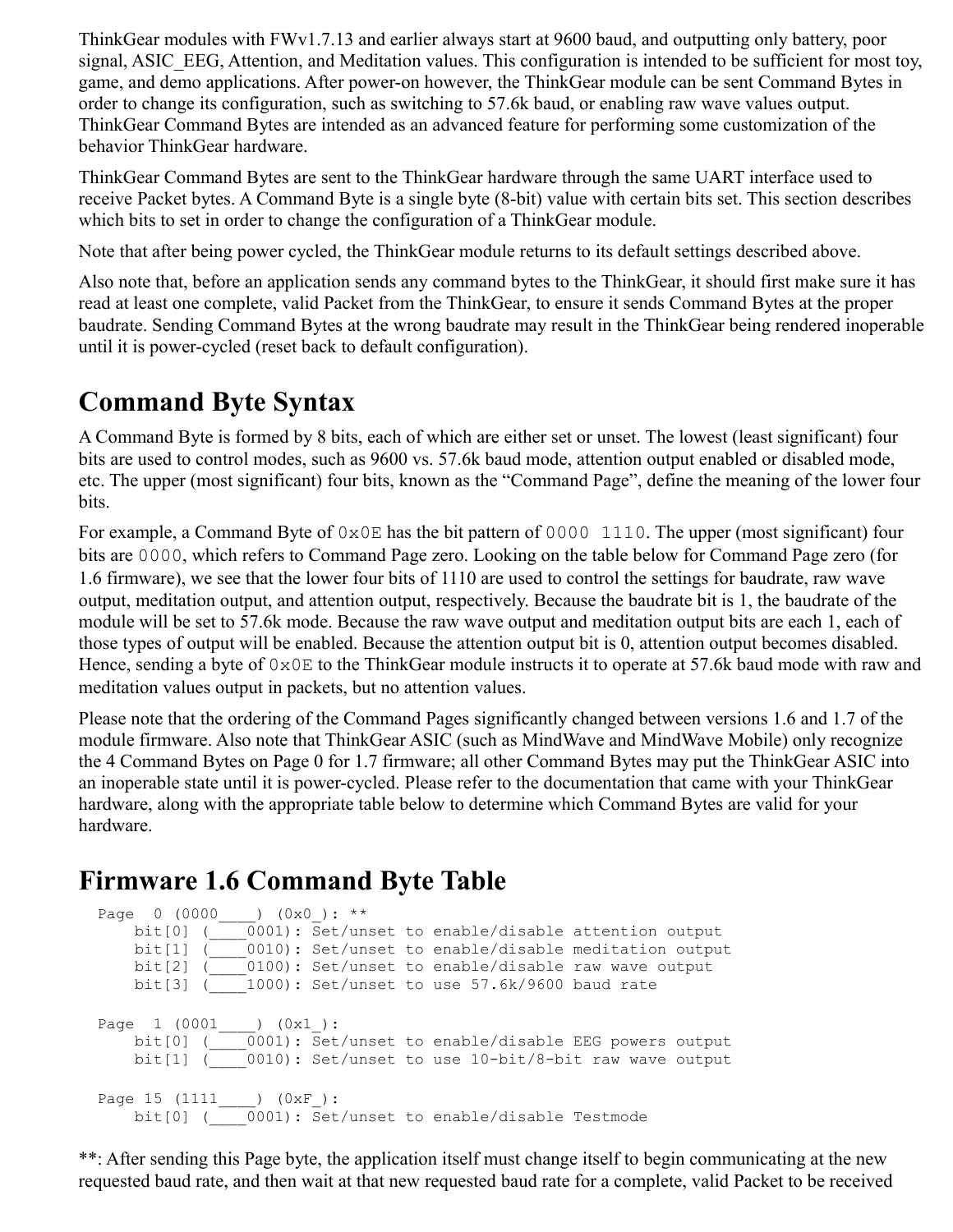ThinkGear modules with FWv1.7.13 and earlier always start at 9600 baud, and outputting only battery, poor signal, ASIC_EEG, Attention, and Meditation values. This configuration is intended to be sufficient for most toy, game, and demo applications. After power-on however, the ThinkGear module can be sent Command Bytes in order to change its configuration, such as switching to 57.6k baud, or enabling raw wave values output. ThinkGear Command Bytes are intended as an advanced feature for performing some customization of the behavior ThinkGear hardware.

ThinkGear Command Bytes are sent to the ThinkGear hardware through the same UART interface used to receive Packet bytes. A Command Byte is a single byte (8-bit) value with certain bits set. This section describes which bits to set in order to change the configuration of a ThinkGear module.

Note that after being power cycled, the ThinkGear module returns to its default settings described above.

Also note that, before an application sends any command bytes to the ThinkGear, it should first make sure it has read at least one complete, valid Packet from the ThinkGear, to ensure it sends Command Bytes at the proper baudrate. Sending Command Bytes at the wrong baudrate may result in the ThinkGear being rendered inoperable until it is power-cycled (reset back to default configuration).

## Command Byte Syntax

A Command Byte is formed by 8 bits, each of which are either set or unset. The lowest (least significant) four bits are used to control modes, such as 9600 vs. 57.6k baud mode, attention output enabled or disabled mode, etc. The upper (most significant) four bits, known as the “Command Page”, define the meaning of the lower four bits.

For example, a Command Byte of `0x0E` has the bit pattern of `0000 1110`. The upper (most significant) four bits are `0000`, which refers to Command Page zero. Looking on the table below for Command Page zero (for 1.6 firmware), we see that the lower four bits of 1110 are used to control the settings for baudrate, raw wave output, meditation output, and attention output, respectively. Because the baudrate bit is 1, the baudrate of the module will be set to 57.6k mode. Because the raw wave output and meditation output bits are each 1, each of those types of output will be enabled. Because the attention output bit is 0, attention output becomes disabled. Hence, sending a byte of `0x0E` to the ThinkGear module instructs it to operate at 57.6k baud mode with raw and meditation values output in packets, but no attention values.

Please note that the ordering of the Command Pages significantly changed between versions 1.6 and 1.7 of the module firmware. Also note that ThinkGear ASIC (such as MindWave and MindWave Mobile) only recognize the 4 Command Bytes on Page 0 for 1.7 firmware; all other Command Bytes may put the ThinkGear ASIC into an inoperable state until it is power-cycled. Please refer to the documentation that came with your ThinkGear hardware, along with the appropriate table below to determine which Command Bytes are valid for your hardware.

## Firmware 1.6 Command Byte Table

```
Page  0 (0000____) (0x0_): **
    bit[0] (____0001): Set/unset to enable/disable attention output
    bit[1] (____0010): Set/unset to enable/disable meditation output
    bit[2] (____0100): Set/unset to enable/disable raw wave output
    bit[3] (____1000): Set/unset to use 57.6k/9600 baud rate

Page  1 (0001____) (0x1_):
    bit[0] (____0001): Set/unset to enable/disable EEG powers output
    bit[1] (____0010): Set/unset to use 10-bit/8-bit raw wave output

Page 15 (1111____) (0xF_):
    bit[0] (____0001): Set/unset to enable/disable Testmode
```

**: After sending this Page byte, the application itself must change itself to begin communicating at the new requested baud rate, and then wait at that new requested baud rate for a complete, valid Packet to be received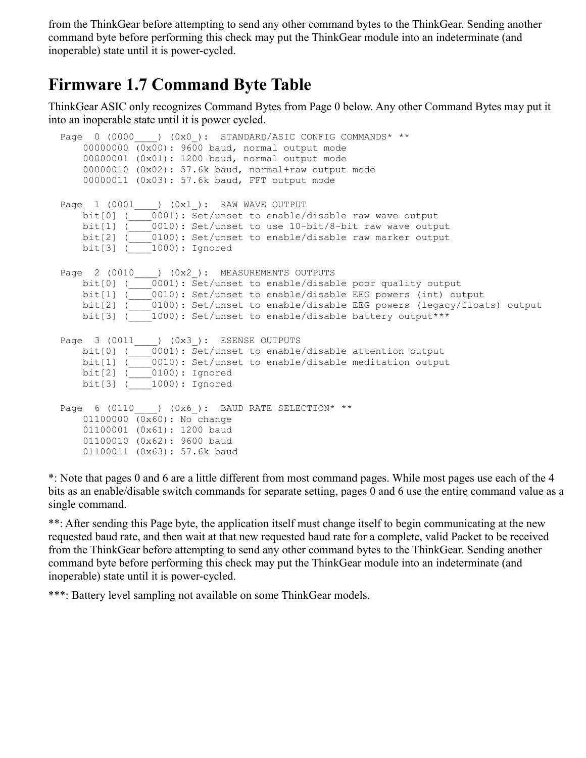from the ThinkGear before attempting to send any other command bytes to the ThinkGear. Sending another command byte before performing this check may put the ThinkGear module into an indeterminate (and inoperable) state until it is power-cycled.

# Firmware 1.7 Command Byte Table

ThinkGear ASIC only recognizes Command Bytes from Page 0 below. Any other Command Bytes may put it into an inoperable state until it is power cycled.

```
Page  0 (0000____) (0x0_):  STANDARD/ASIC CONFIG COMMANDS* **
    00000000 (0x00): 9600 baud, normal output mode
    00000001 (0x01): 1200 baud, normal output mode
    00000010 (0x02): 57.6k baud, normal+raw output mode
    00000011 (0x03): 57.6k baud, FFT output mode

Page  1 (0001____) (0x1_):  RAW WAVE OUTPUT
    bit[0] (____0001): Set/unset to enable/disable raw wave output
    bit[1] (____0010): Set/unset to use 10-bit/8-bit raw wave output
    bit[2] (____0100): Set/unset to enable/disable raw marker output
    bit[3] (____1000): Ignored

Page  2 (0010____) (0x2_):  MEASUREMENTS OUTPUTS
    bit[0] (____0001): Set/unset to enable/disable poor quality output
    bit[1] (____0010): Set/unset to enable/disable EEG powers (int) output
    bit[2] (____0100): Set/unset to enable/disable EEG powers (legacy/floats) output
    bit[3] (____1000): Set/unset to enable/disable battery output***

Page  3 (0011____) (0x3_):  ESENSE OUTPUTS
    bit[0] (____0001): Set/unset to enable/disable attention output
    bit[1] (____0010): Set/unset to enable/disable meditation output
    bit[2] (____0100): Ignored
    bit[3] (____1000): Ignored

Page  6 (0110____) (0x6_):  BAUD RATE SELECTION* **
    01100000 (0x60): No change
    01100001 (0x61): 1200 baud
    01100010 (0x62): 9600 baud
    01100011 (0x63): 57.6k baud
```

*: Note that pages 0 and 6 are a little different from most command pages. While most pages use each of the 4 bits as an enable/disable switch commands for separate setting, pages 0 and 6 use the entire command value as a single command.

**: After sending this Page byte, the application itself must change itself to begin communicating at the new requested baud rate, and then wait at that new requested baud rate for a complete, valid Packet to be received from the ThinkGear before attempting to send any other command bytes to the ThinkGear. Sending another command byte before performing this check may put the ThinkGear module into an indeterminate (and inoperable) state until it is power-cycled.

***: Battery level sampling not available on some ThinkGear models.